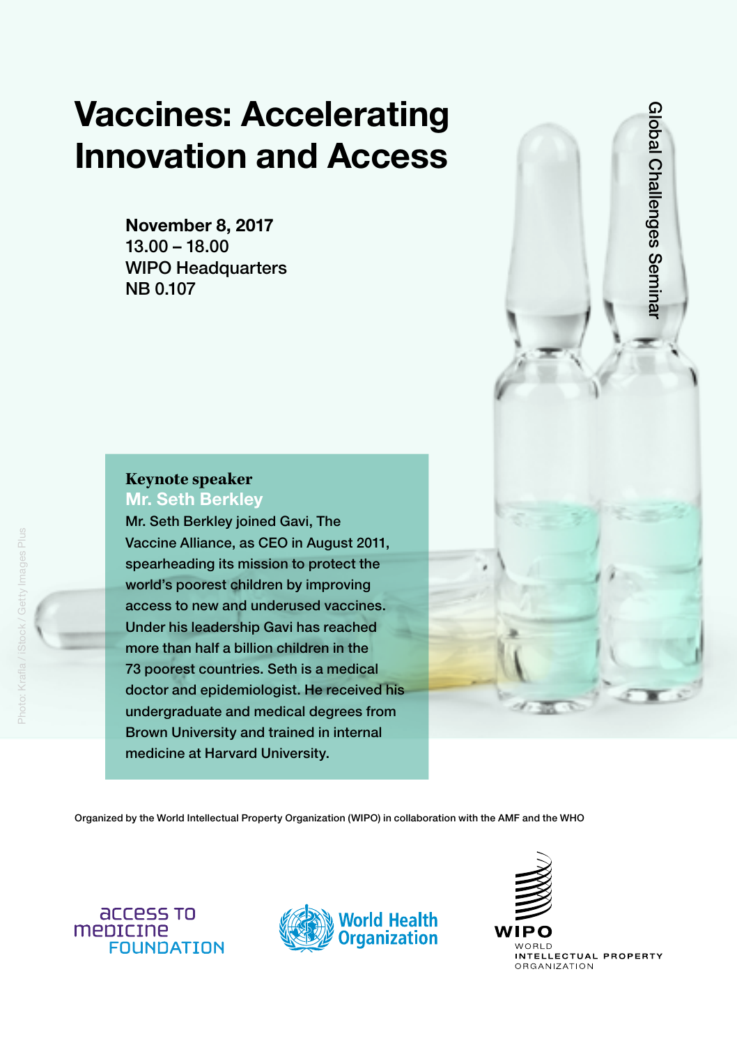# Vaccines: Accelerating Innovation and Access

Global Challenges Seminar

**November 8, 2017**
13.00 – 18.00
WIPO Headquarters
NB 0.107

**Keynote speaker**
**Mr. Seth Berkley**

Mr. Seth Berkley joined Gavi, The Vaccine Alliance, as CEO in August 2011, spearheading its mission to protect the world's poorest children by improving access to new and underused vaccines. Under his leadership Gavi has reached more than half a billion children in the 73 poorest countries. Seth is a medical doctor and epidemiologist. He received his undergraduate and medical degrees from Brown University and trained in internal medicine at Harvard University.

Photo: Krafla / iStock / Getty Images Plus

Organized by the World Intellectual Property Organization (WIPO) in collaboration with the AMF and the WHO

Access to Medicine Foundation

World Health Organization

WIPO
WORLD INTELLECTUAL PROPERTY ORGANIZATION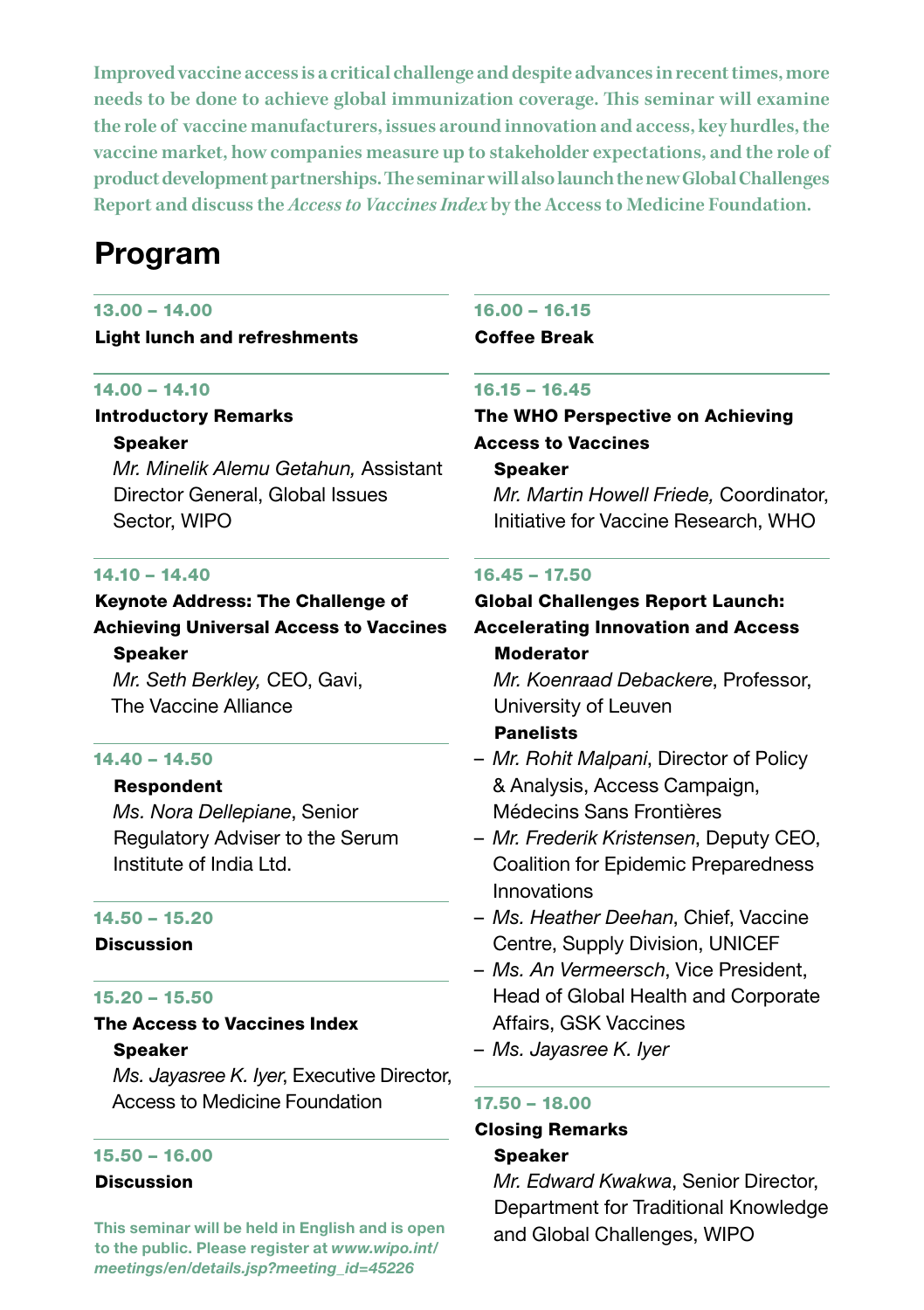**Improved vaccine access is a critical challenge and despite advances in recent times, more needs to be done to achieve global immunization coverage. This seminar will examine the role of vaccine manufacturers, issues around innovation and access, key hurdles, the vaccine market, how companies measure up to stakeholder expectations, and the role of product development partnerships. The seminar will also launch the new Global Challenges Report and discuss the *Access to Vaccines Index* by the Access to Medicine Foundation.**

# Program

**13.00 – 14.00**
**Light lunch and refreshments**

**14.00 – 14.10**
**Introductory Remarks**
**Speaker**
*Mr. Minelik Alemu Getahun,* Assistant Director General, Global Issues Sector, WIPO

**14.10 – 14.40**
**Keynote Address: The Challenge of Achieving Universal Access to Vaccines**
**Speaker**
*Mr. Seth Berkley,* CEO, Gavi, The Vaccine Alliance

**14.40 – 14.50**
**Respondent**
*Ms. Nora Dellepiane*, Senior Regulatory Adviser to the Serum Institute of India Ltd.

**14.50 – 15.20**
**Discussion**

**15.20 – 15.50**
**The Access to Vaccines Index**
**Speaker**
*Ms. Jayasree K. Iyer*, Executive Director, Access to Medicine Foundation

**15.50 – 16.00**
**Discussion**

**16.00 – 16.15**
**Coffee Break**

**16.15 – 16.45**
**The WHO Perspective on Achieving Access to Vaccines**
**Speaker**
*Mr. Martin Howell Friede,* Coordinator, Initiative for Vaccine Research, WHO

**16.45 – 17.50**
**Global Challenges Report Launch: Accelerating Innovation and Access**
**Moderator**
*Mr. Koenraad Debackere*, Professor, University of Leuven
**Panelists**
- *Mr. Rohit Malpani*, Director of Policy & Analysis, Access Campaign, Médecins Sans Frontières
- *Mr. Frederik Kristensen*, Deputy CEO, Coalition for Epidemic Preparedness Innovations
- *Ms. Heather Deehan*, Chief, Vaccine Centre, Supply Division, UNICEF
- *Ms. An Vermeersch*, Vice President, Head of Global Health and Corporate Affairs, GSK Vaccines
- *Ms. Jayasree K. Iyer*

**17.50 – 18.00**
**Closing Remarks**
**Speaker**
*Mr. Edward Kwakwa*, Senior Director, Department for Traditional Knowledge and Global Challenges, WIPO

**This seminar will be held in English and is open to the public. Please register at *www.wipo.int/meetings/en/details.jsp?meeting_id=45226***